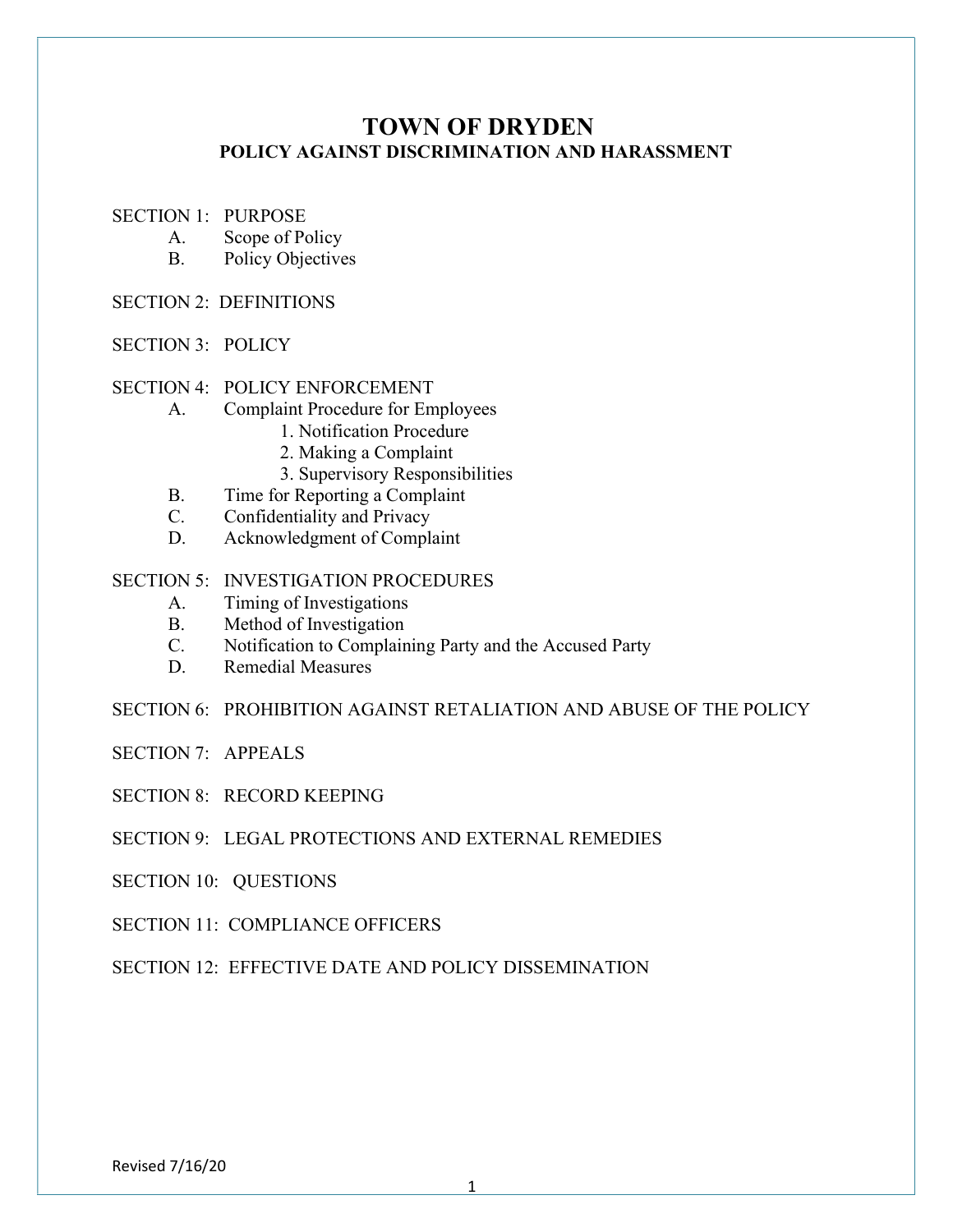# TOWN OF DRYDEN

## POLICY AGAINST DISCRIMINATION AND HARASSMENT

SECTION 1: PURPOSE
- A. Scope of Policy
- B. Policy Objectives

SECTION 2: DEFINITIONS

SECTION 3: POLICY

SECTION 4: POLICY ENFORCEMENT
- A. Complaint Procedure for Employees
  1. Notification Procedure
  2. Making a Complaint
  3. Supervisory Responsibilities
- B. Time for Reporting a Complaint
- C. Confidentiality and Privacy
- D. Acknowledgment of Complaint

SECTION 5: INVESTIGATION PROCEDURES
- A. Timing of Investigations
- B. Method of Investigation
- C. Notification to Complaining Party and the Accused Party
- D. Remedial Measures

SECTION 6: PROHIBITION AGAINST RETALIATION AND ABUSE OF THE POLICY

SECTION 7: APPEALS

SECTION 8: RECORD KEEPING

SECTION 9: LEGAL PROTECTIONS AND EXTERNAL REMEDIES

SECTION 10: QUESTIONS

SECTION 11: COMPLIANCE OFFICERS

SECTION 12: EFFECTIVE DATE AND POLICY DISSEMINATION

Revised 7/16/20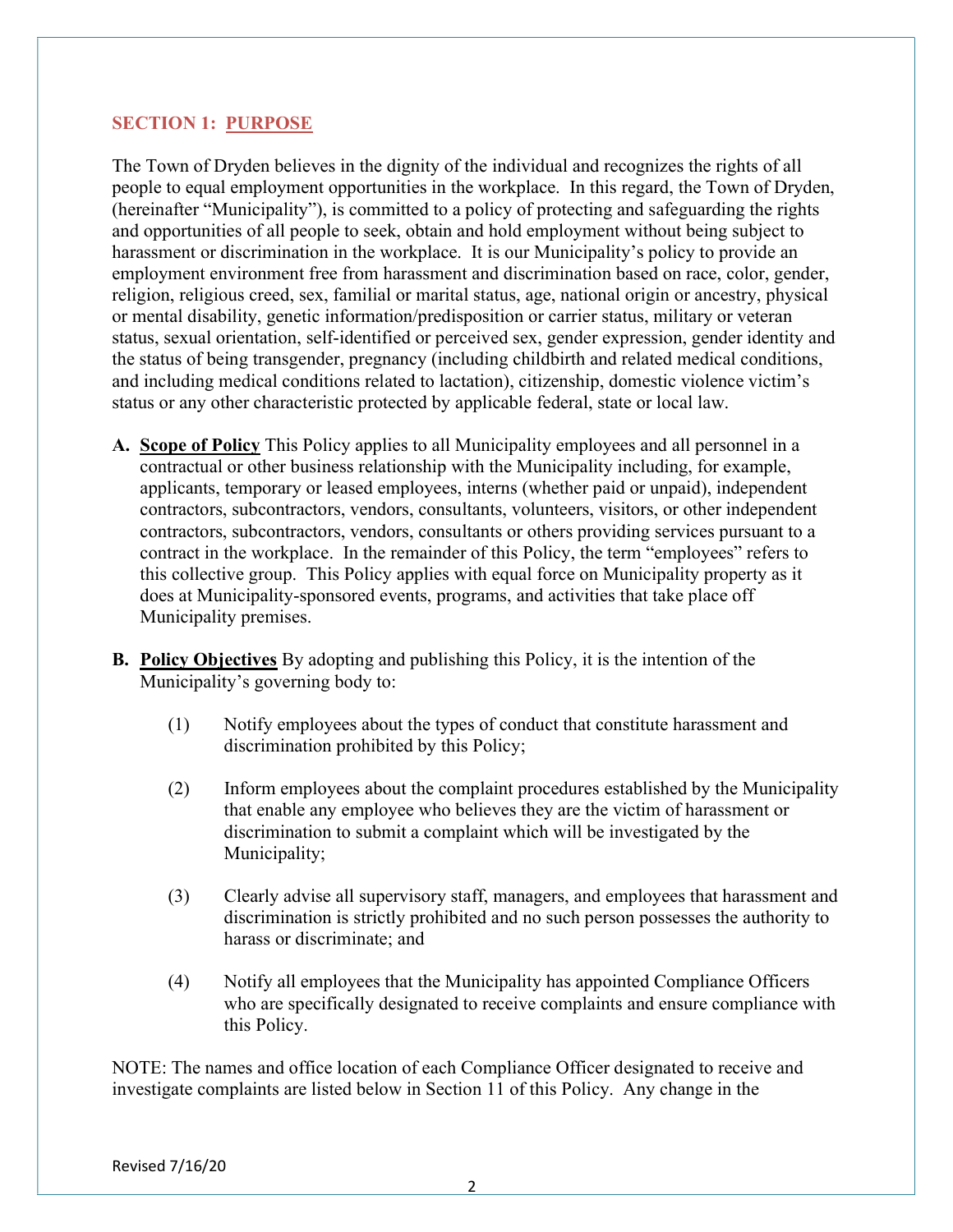## SECTION 1: PURPOSE

The Town of Dryden believes in the dignity of the individual and recognizes the rights of all people to equal employment opportunities in the workplace. In this regard, the Town of Dryden, (hereinafter "Municipality"), is committed to a policy of protecting and safeguarding the rights and opportunities of all people to seek, obtain and hold employment without being subject to harassment or discrimination in the workplace. It is our Municipality's policy to provide an employment environment free from harassment and discrimination based on race, color, gender, religion, religious creed, sex, familial or marital status, age, national origin or ancestry, physical or mental disability, genetic information/predisposition or carrier status, military or veteran status, sexual orientation, self-identified or perceived sex, gender expression, gender identity and the status of being transgender, pregnancy (including childbirth and related medical conditions, and including medical conditions related to lactation), citizenship, domestic violence victim's status or any other characteristic protected by applicable federal, state or local law.

**A. Scope of Policy** This Policy applies to all Municipality employees and all personnel in a contractual or other business relationship with the Municipality including, for example, applicants, temporary or leased employees, interns (whether paid or unpaid), independent contractors, subcontractors, vendors, consultants, volunteers, visitors, or other independent contractors, subcontractors, vendors, consultants or others providing services pursuant to a contract in the workplace. In the remainder of this Policy, the term "employees" refers to this collective group. This Policy applies with equal force on Municipality property as it does at Municipality-sponsored events, programs, and activities that take place off Municipality premises.

**B. Policy Objectives** By adopting and publishing this Policy, it is the intention of the Municipality's governing body to:

(1) Notify employees about the types of conduct that constitute harassment and discrimination prohibited by this Policy;

(2) Inform employees about the complaint procedures established by the Municipality that enable any employee who believes they are the victim of harassment or discrimination to submit a complaint which will be investigated by the Municipality;

(3) Clearly advise all supervisory staff, managers, and employees that harassment and discrimination is strictly prohibited and no such person possesses the authority to harass or discriminate; and

(4) Notify all employees that the Municipality has appointed Compliance Officers who are specifically designated to receive complaints and ensure compliance with this Policy.

NOTE: The names and office location of each Compliance Officer designated to receive and investigate complaints are listed below in Section 11 of this Policy. Any change in the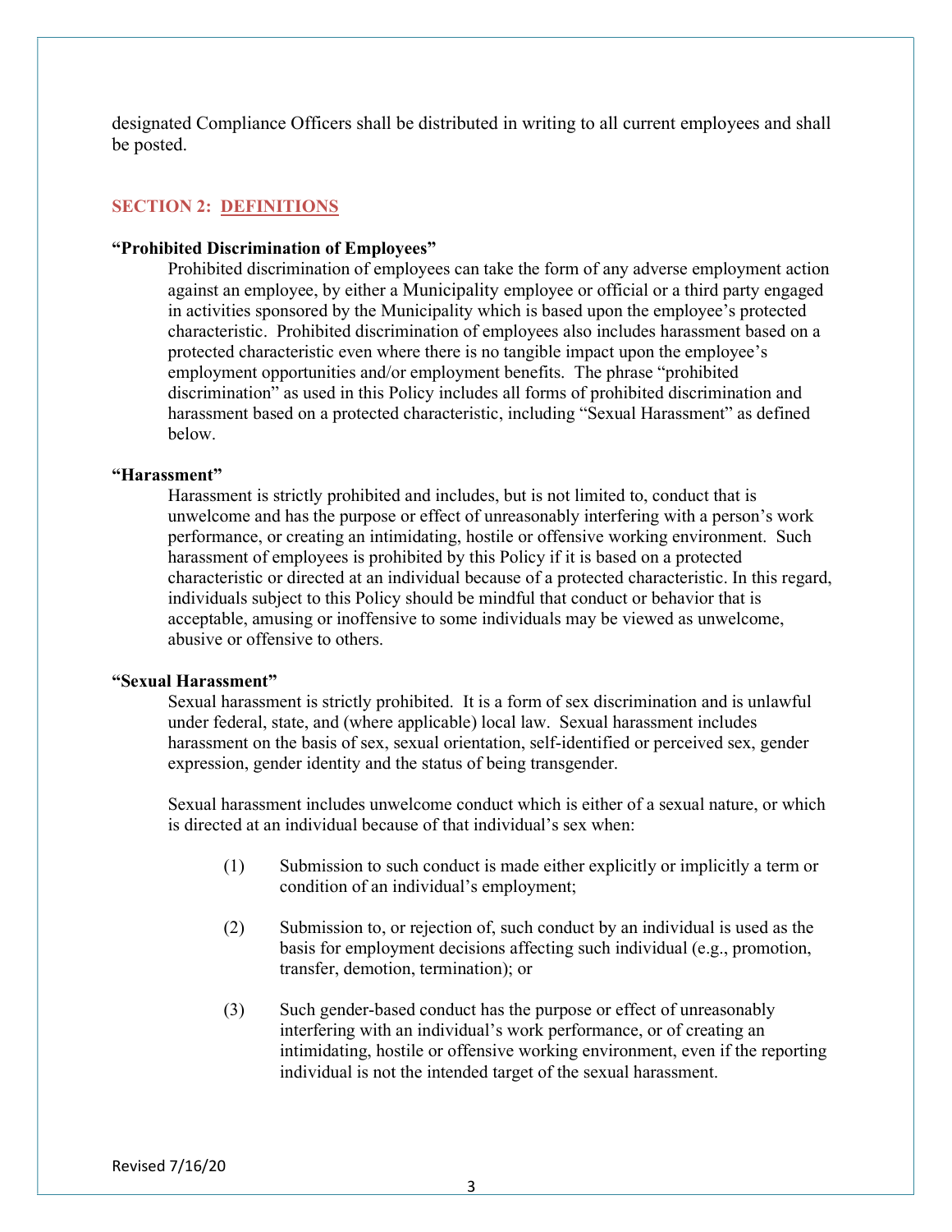designated Compliance Officers shall be distributed in writing to all current employees and shall be posted.

## SECTION 2: DEFINITIONS

**"Prohibited Discrimination of Employees"**

Prohibited discrimination of employees can take the form of any adverse employment action against an employee, by either a Municipality employee or official or a third party engaged in activities sponsored by the Municipality which is based upon the employee's protected characteristic. Prohibited discrimination of employees also includes harassment based on a protected characteristic even where there is no tangible impact upon the employee's employment opportunities and/or employment benefits. The phrase "prohibited discrimination" as used in this Policy includes all forms of prohibited discrimination and harassment based on a protected characteristic, including "Sexual Harassment" as defined below.

**"Harassment"**

Harassment is strictly prohibited and includes, but is not limited to, conduct that is unwelcome and has the purpose or effect of unreasonably interfering with a person's work performance, or creating an intimidating, hostile or offensive working environment. Such harassment of employees is prohibited by this Policy if it is based on a protected characteristic or directed at an individual because of a protected characteristic. In this regard, individuals subject to this Policy should be mindful that conduct or behavior that is acceptable, amusing or inoffensive to some individuals may be viewed as unwelcome, abusive or offensive to others.

**"Sexual Harassment"**

Sexual harassment is strictly prohibited. It is a form of sex discrimination and is unlawful under federal, state, and (where applicable) local law. Sexual harassment includes harassment on the basis of sex, sexual orientation, self-identified or perceived sex, gender expression, gender identity and the status of being transgender.

Sexual harassment includes unwelcome conduct which is either of a sexual nature, or which is directed at an individual because of that individual's sex when:

(1) Submission to such conduct is made either explicitly or implicitly a term or condition of an individual's employment;

(2) Submission to, or rejection of, such conduct by an individual is used as the basis for employment decisions affecting such individual (e.g., promotion, transfer, demotion, termination); or

(3) Such gender-based conduct has the purpose or effect of unreasonably interfering with an individual's work performance, or of creating an intimidating, hostile or offensive working environment, even if the reporting individual is not the intended target of the sexual harassment.

Revised 7/16/20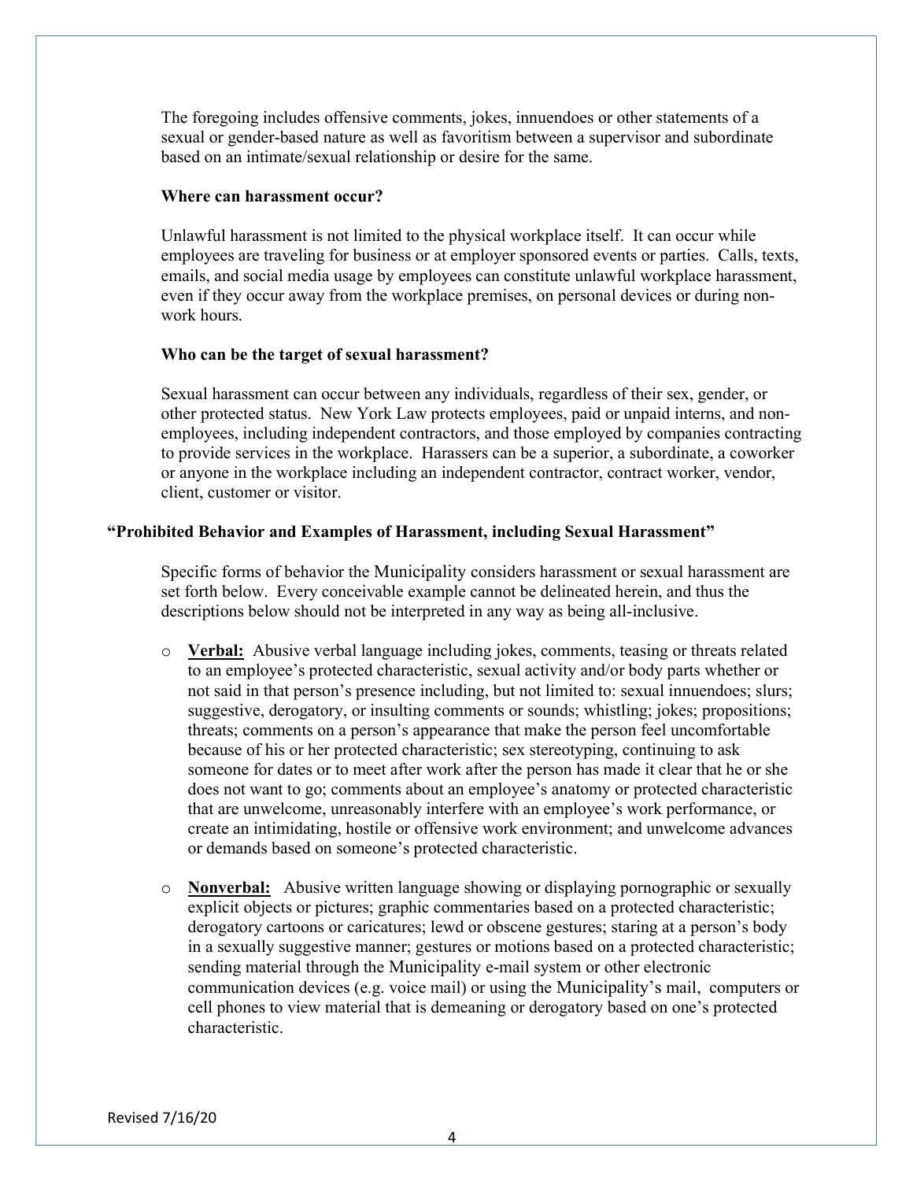The foregoing includes offensive comments, jokes, innuendoes or other statements of a sexual or gender-based nature as well as favoritism between a supervisor and subordinate based on an intimate/sexual relationship or desire for the same.

**Where can harassment occur?**

Unlawful harassment is not limited to the physical workplace itself. It can occur while employees are traveling for business or at employer sponsored events or parties. Calls, texts, emails, and social media usage by employees can constitute unlawful workplace harassment, even if they occur away from the workplace premises, on personal devices or during non-work hours.

**Who can be the target of sexual harassment?**

Sexual harassment can occur between any individuals, regardless of their sex, gender, or other protected status. New York Law protects employees, paid or unpaid interns, and non-employees, including independent contractors, and those employed by companies contracting to provide services in the workplace. Harassers can be a superior, a subordinate, a coworker or anyone in the workplace including an independent contractor, contract worker, vendor, client, customer or visitor.

**"Prohibited Behavior and Examples of Harassment, including Sexual Harassment"**

Specific forms of behavior the Municipality considers harassment or sexual harassment are set forth below. Every conceivable example cannot be delineated herein, and thus the descriptions below should not be interpreted in any way as being all-inclusive.

- **Verbal:** Abusive verbal language including jokes, comments, teasing or threats related to an employee's protected characteristic, sexual activity and/or body parts whether or not said in that person's presence including, but not limited to: sexual innuendoes; slurs; suggestive, derogatory, or insulting comments or sounds; whistling; jokes; propositions; threats; comments on a person's appearance that make the person feel uncomfortable because of his or her protected characteristic; sex stereotyping, continuing to ask someone for dates or to meet after work after the person has made it clear that he or she does not want to go; comments about an employee's anatomy or protected characteristic that are unwelcome, unreasonably interfere with an employee's work performance, or create an intimidating, hostile or offensive work environment; and unwelcome advances or demands based on someone's protected characteristic.

- **Nonverbal:** Abusive written language showing or displaying pornographic or sexually explicit objects or pictures; graphic commentaries based on a protected characteristic; derogatory cartoons or caricatures; lewd or obscene gestures; staring at a person's body in a sexually suggestive manner; gestures or motions based on a protected characteristic; sending material through the Municipality e-mail system or other electronic communication devices (e.g. voice mail) or using the Municipality's mail, computers or cell phones to view material that is demeaning or derogatory based on one's protected characteristic.

Revised 7/16/20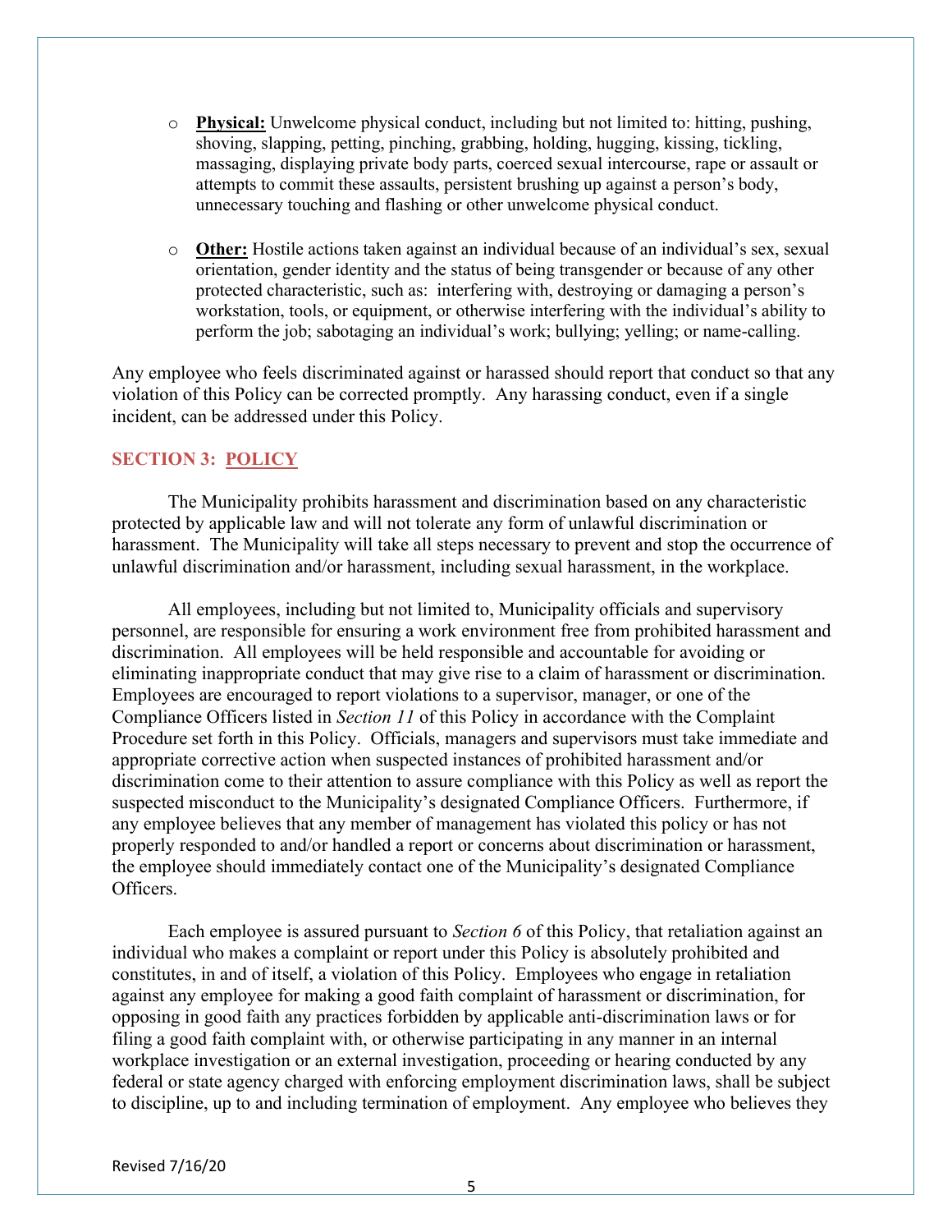- **Physical:** Unwelcome physical conduct, including but not limited to: hitting, pushing, shoving, slapping, petting, pinching, grabbing, holding, hugging, kissing, tickling, massaging, displaying private body parts, coerced sexual intercourse, rape or assault or attempts to commit these assaults, persistent brushing up against a person's body, unnecessary touching and flashing or other unwelcome physical conduct.

- **Other:** Hostile actions taken against an individual because of an individual's sex, sexual orientation, gender identity and the status of being transgender or because of any other protected characteristic, such as: interfering with, destroying or damaging a person's workstation, tools, or equipment, or otherwise interfering with the individual's ability to perform the job; sabotaging an individual's work; bullying; yelling; or name-calling.

Any employee who feels discriminated against or harassed should report that conduct so that any violation of this Policy can be corrected promptly. Any harassing conduct, even if a single incident, can be addressed under this Policy.

## SECTION 3: POLICY

The Municipality prohibits harassment and discrimination based on any characteristic protected by applicable law and will not tolerate any form of unlawful discrimination or harassment. The Municipality will take all steps necessary to prevent and stop the occurrence of unlawful discrimination and/or harassment, including sexual harassment, in the workplace.

All employees, including but not limited to, Municipality officials and supervisory personnel, are responsible for ensuring a work environment free from prohibited harassment and discrimination. All employees will be held responsible and accountable for avoiding or eliminating inappropriate conduct that may give rise to a claim of harassment or discrimination. Employees are encouraged to report violations to a supervisor, manager, or one of the Compliance Officers listed in *Section 11* of this Policy in accordance with the Complaint Procedure set forth in this Policy. Officials, managers and supervisors must take immediate and appropriate corrective action when suspected instances of prohibited harassment and/or discrimination come to their attention to assure compliance with this Policy as well as report the suspected misconduct to the Municipality's designated Compliance Officers. Furthermore, if any employee believes that any member of management has violated this policy or has not properly responded to and/or handled a report or concerns about discrimination or harassment, the employee should immediately contact one of the Municipality's designated Compliance Officers.

Each employee is assured pursuant to *Section 6* of this Policy, that retaliation against an individual who makes a complaint or report under this Policy is absolutely prohibited and constitutes, in and of itself, a violation of this Policy. Employees who engage in retaliation against any employee for making a good faith complaint of harassment or discrimination, for opposing in good faith any practices forbidden by applicable anti-discrimination laws or for filing a good faith complaint with, or otherwise participating in any manner in an internal workplace investigation or an external investigation, proceeding or hearing conducted by any federal or state agency charged with enforcing employment discrimination laws, shall be subject to discipline, up to and including termination of employment. Any employee who believes they

Revised 7/16/20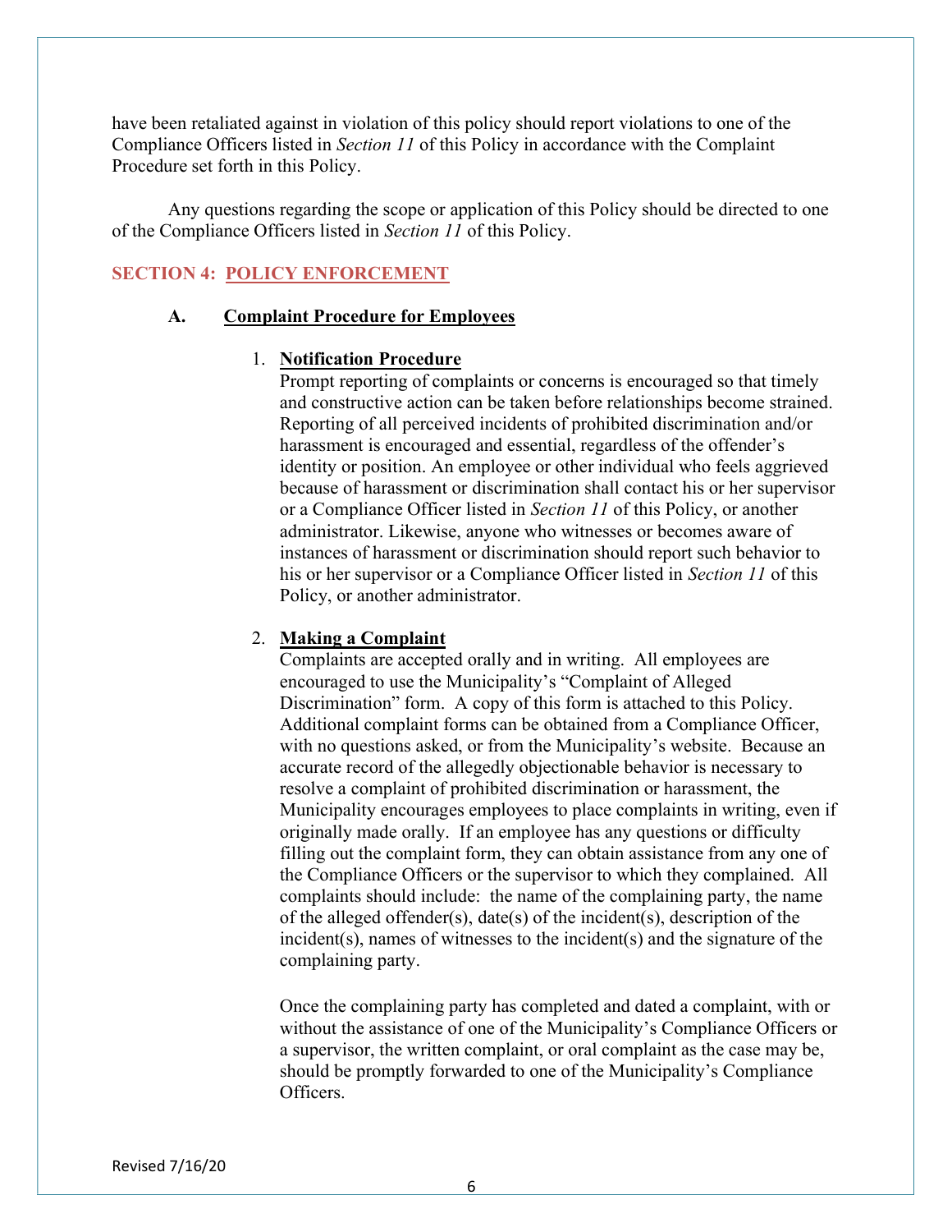have been retaliated against in violation of this policy should report violations to one of the Compliance Officers listed in *Section 11* of this Policy in accordance with the Complaint Procedure set forth in this Policy.

Any questions regarding the scope or application of this Policy should be directed to one of the Compliance Officers listed in *Section 11* of this Policy.

## SECTION 4: POLICY ENFORCEMENT

### A. Complaint Procedure for Employees

1. **Notification Procedure**
   Prompt reporting of complaints or concerns is encouraged so that timely and constructive action can be taken before relationships become strained. Reporting of all perceived incidents of prohibited discrimination and/or harassment is encouraged and essential, regardless of the offender's identity or position. An employee or other individual who feels aggrieved because of harassment or discrimination shall contact his or her supervisor or a Compliance Officer listed in *Section 11* of this Policy, or another administrator. Likewise, anyone who witnesses or becomes aware of instances of harassment or discrimination should report such behavior to his or her supervisor or a Compliance Officer listed in *Section 11* of this Policy, or another administrator.

2. **Making a Complaint**
   Complaints are accepted orally and in writing. All employees are encouraged to use the Municipality's "Complaint of Alleged Discrimination" form. A copy of this form is attached to this Policy. Additional complaint forms can be obtained from a Compliance Officer, with no questions asked, or from the Municipality's website. Because an accurate record of the allegedly objectionable behavior is necessary to resolve a complaint of prohibited discrimination or harassment, the Municipality encourages employees to place complaints in writing, even if originally made orally. If an employee has any questions or difficulty filling out the complaint form, they can obtain assistance from any one of the Compliance Officers or the supervisor to which they complained. All complaints should include: the name of the complaining party, the name of the alleged offender(s), date(s) of the incident(s), description of the incident(s), names of witnesses to the incident(s) and the signature of the complaining party.

   Once the complaining party has completed and dated a complaint, with or without the assistance of one of the Municipality's Compliance Officers or a supervisor, the written complaint, or oral complaint as the case may be, should be promptly forwarded to one of the Municipality's Compliance Officers.

Revised 7/16/20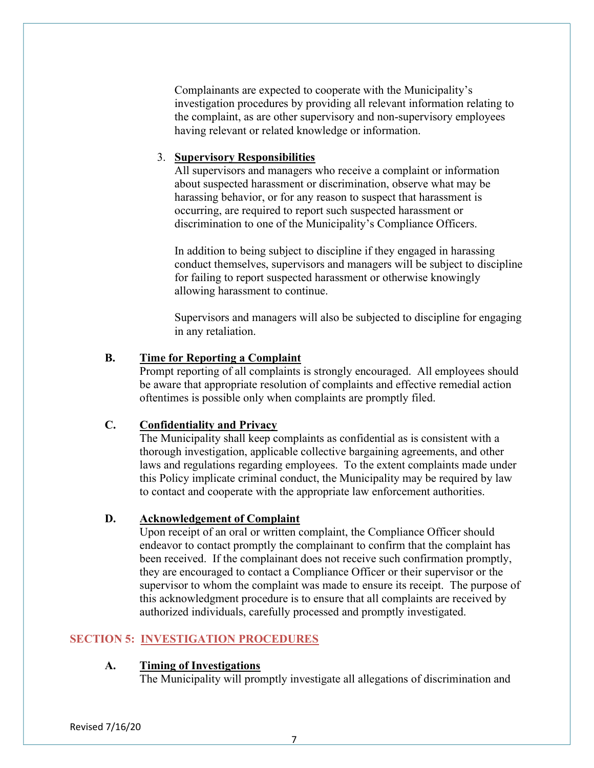Complainants are expected to cooperate with the Municipality's investigation procedures by providing all relevant information relating to the complaint, as are other supervisory and non-supervisory employees having relevant or related knowledge or information.

3. **Supervisory Responsibilities**

All supervisors and managers who receive a complaint or information about suspected harassment or discrimination, observe what may be harassing behavior, or for any reason to suspect that harassment is occurring, are required to report such suspected harassment or discrimination to one of the Municipality's Compliance Officers.

In addition to being subject to discipline if they engaged in harassing conduct themselves, supervisors and managers will be subject to discipline for failing to report suspected harassment or otherwise knowingly allowing harassment to continue.

Supervisors and managers will also be subjected to discipline for engaging in any retaliation.

**B. Time for Reporting a Complaint**

Prompt reporting of all complaints is strongly encouraged. All employees should be aware that appropriate resolution of complaints and effective remedial action oftentimes is possible only when complaints are promptly filed.

**C. Confidentiality and Privacy**

The Municipality shall keep complaints as confidential as is consistent with a thorough investigation, applicable collective bargaining agreements, and other laws and regulations regarding employees. To the extent complaints made under this Policy implicate criminal conduct, the Municipality may be required by law to contact and cooperate with the appropriate law enforcement authorities.

**D. Acknowledgement of Complaint**

Upon receipt of an oral or written complaint, the Compliance Officer should endeavor to contact promptly the complainant to confirm that the complaint has been received. If the complainant does not receive such confirmation promptly, they are encouraged to contact a Compliance Officer or their supervisor or the supervisor to whom the complaint was made to ensure its receipt. The purpose of this acknowledgment procedure is to ensure that all complaints are received by authorized individuals, carefully processed and promptly investigated.

## SECTION 5: INVESTIGATION PROCEDURES

**A. Timing of Investigations**

The Municipality will promptly investigate all allegations of discrimination and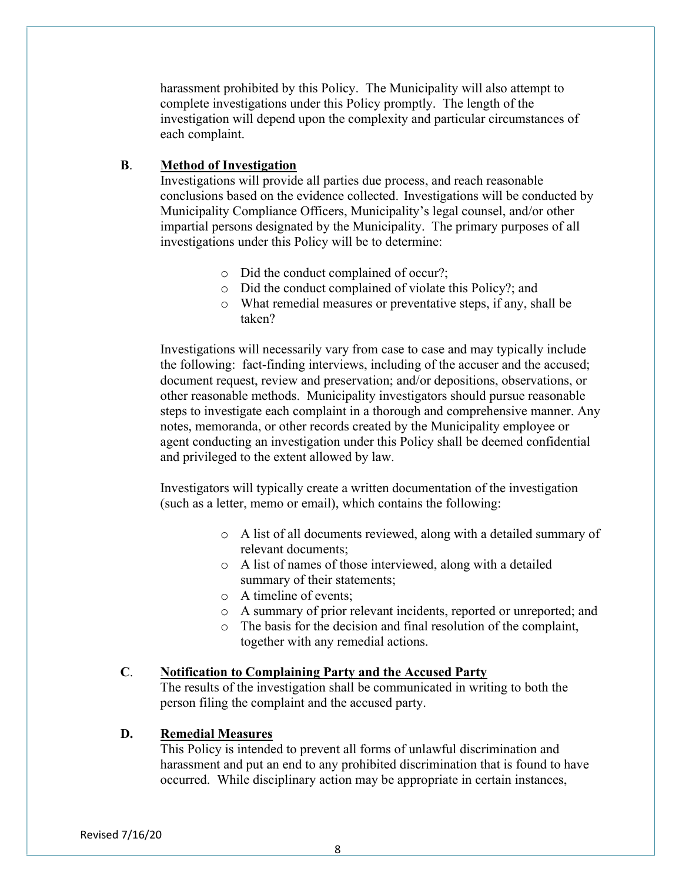harassment prohibited by this Policy. The Municipality will also attempt to complete investigations under this Policy promptly. The length of the investigation will depend upon the complexity and particular circumstances of each complaint.

**B. <u>Method of Investigation</u>**

Investigations will provide all parties due process, and reach reasonable conclusions based on the evidence collected. Investigations will be conducted by Municipality Compliance Officers, Municipality's legal counsel, and/or other impartial persons designated by the Municipality. The primary purposes of all investigations under this Policy will be to determine:

- Did the conduct complained of occur?;
- Did the conduct complained of violate this Policy?; and
- What remedial measures or preventative steps, if any, shall be taken?

Investigations will necessarily vary from case to case and may typically include the following: fact-finding interviews, including of the accuser and the accused; document request, review and preservation; and/or depositions, observations, or other reasonable methods. Municipality investigators should pursue reasonable steps to investigate each complaint in a thorough and comprehensive manner. Any notes, memoranda, or other records created by the Municipality employee or agent conducting an investigation under this Policy shall be deemed confidential and privileged to the extent allowed by law.

Investigators will typically create a written documentation of the investigation (such as a letter, memo or email), which contains the following:

- A list of all documents reviewed, along with a detailed summary of relevant documents;
- A list of names of those interviewed, along with a detailed summary of their statements;
- A timeline of events;
- A summary of prior relevant incidents, reported or unreported; and
- The basis for the decision and final resolution of the complaint, together with any remedial actions.

**C. <u>Notification to Complaining Party and the Accused Party</u>**

The results of the investigation shall be communicated in writing to both the person filing the complaint and the accused party.

**D. <u>Remedial Measures</u>**

This Policy is intended to prevent all forms of unlawful discrimination and harassment and put an end to any prohibited discrimination that is found to have occurred. While disciplinary action may be appropriate in certain instances,

Revised 7/16/20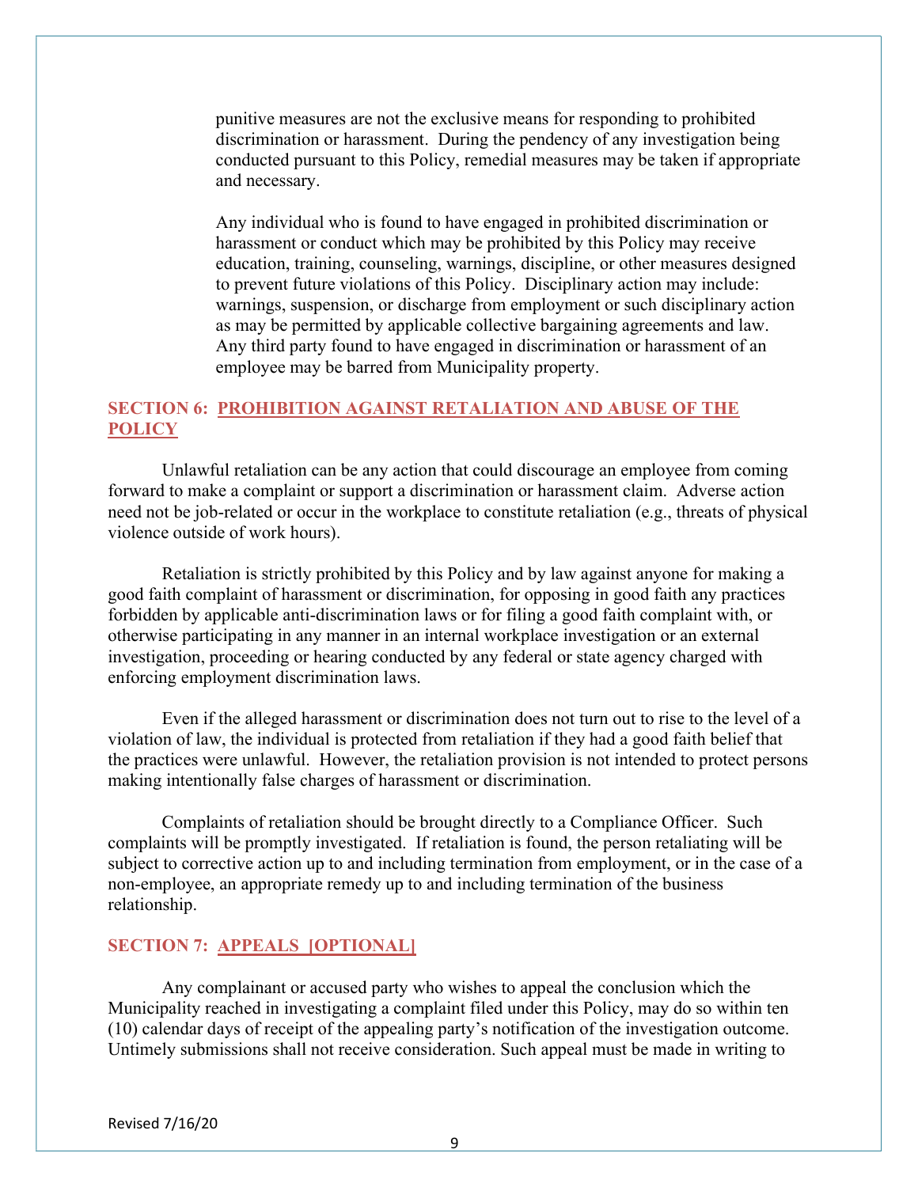punitive measures are not the exclusive means for responding to prohibited discrimination or harassment. During the pendency of any investigation being conducted pursuant to this Policy, remedial measures may be taken if appropriate and necessary.

Any individual who is found to have engaged in prohibited discrimination or harassment or conduct which may be prohibited by this Policy may receive education, training, counseling, warnings, discipline, or other measures designed to prevent future violations of this Policy. Disciplinary action may include: warnings, suspension, or discharge from employment or such disciplinary action as may be permitted by applicable collective bargaining agreements and law. Any third party found to have engaged in discrimination or harassment of an employee may be barred from Municipality property.

## SECTION 6: PROHIBITION AGAINST RETALIATION AND ABUSE OF THE POLICY

Unlawful retaliation can be any action that could discourage an employee from coming forward to make a complaint or support a discrimination or harassment claim. Adverse action need not be job-related or occur in the workplace to constitute retaliation (e.g., threats of physical violence outside of work hours).

Retaliation is strictly prohibited by this Policy and by law against anyone for making a good faith complaint of harassment or discrimination, for opposing in good faith any practices forbidden by applicable anti-discrimination laws or for filing a good faith complaint with, or otherwise participating in any manner in an internal workplace investigation or an external investigation, proceeding or hearing conducted by any federal or state agency charged with enforcing employment discrimination laws.

Even if the alleged harassment or discrimination does not turn out to rise to the level of a violation of law, the individual is protected from retaliation if they had a good faith belief that the practices were unlawful. However, the retaliation provision is not intended to protect persons making intentionally false charges of harassment or discrimination.

Complaints of retaliation should be brought directly to a Compliance Officer. Such complaints will be promptly investigated. If retaliation is found, the person retaliating will be subject to corrective action up to and including termination from employment, or in the case of a non-employee, an appropriate remedy up to and including termination of the business relationship.

## SECTION 7: APPEALS [OPTIONAL]

Any complainant or accused party who wishes to appeal the conclusion which the Municipality reached in investigating a complaint filed under this Policy, may do so within ten (10) calendar days of receipt of the appealing party's notification of the investigation outcome. Untimely submissions shall not receive consideration. Such appeal must be made in writing to

Revised 7/16/20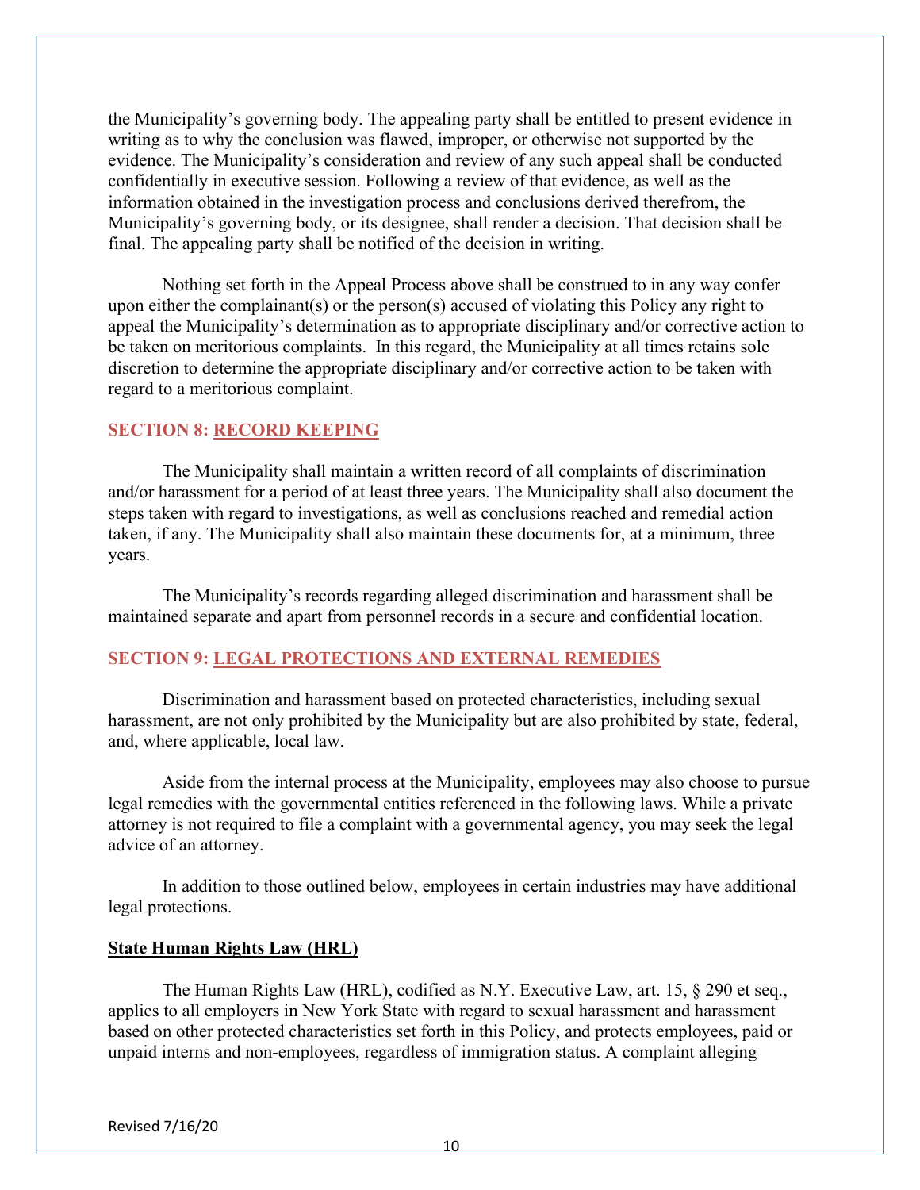the Municipality's governing body. The appealing party shall be entitled to present evidence in writing as to why the conclusion was flawed, improper, or otherwise not supported by the evidence. The Municipality's consideration and review of any such appeal shall be conducted confidentially in executive session. Following a review of that evidence, as well as the information obtained in the investigation process and conclusions derived therefrom, the Municipality's governing body, or its designee, shall render a decision. That decision shall be final. The appealing party shall be notified of the decision in writing.

Nothing set forth in the Appeal Process above shall be construed to in any way confer upon either the complainant(s) or the person(s) accused of violating this Policy any right to appeal the Municipality's determination as to appropriate disciplinary and/or corrective action to be taken on meritorious complaints. In this regard, the Municipality at all times retains sole discretion to determine the appropriate disciplinary and/or corrective action to be taken with regard to a meritorious complaint.

## SECTION 8: RECORD KEEPING

The Municipality shall maintain a written record of all complaints of discrimination and/or harassment for a period of at least three years. The Municipality shall also document the steps taken with regard to investigations, as well as conclusions reached and remedial action taken, if any. The Municipality shall also maintain these documents for, at a minimum, three years.

The Municipality's records regarding alleged discrimination and harassment shall be maintained separate and apart from personnel records in a secure and confidential location.

## SECTION 9: LEGAL PROTECTIONS AND EXTERNAL REMEDIES

Discrimination and harassment based on protected characteristics, including sexual harassment, are not only prohibited by the Municipality but are also prohibited by state, federal, and, where applicable, local law.

Aside from the internal process at the Municipality, employees may also choose to pursue legal remedies with the governmental entities referenced in the following laws. While a private attorney is not required to file a complaint with a governmental agency, you may seek the legal advice of an attorney.

In addition to those outlined below, employees in certain industries may have additional legal protections.

### State Human Rights Law (HRL)

The Human Rights Law (HRL), codified as N.Y. Executive Law, art. 15, § 290 et seq., applies to all employers in New York State with regard to sexual harassment and harassment based on other protected characteristics set forth in this Policy, and protects employees, paid or unpaid interns and non-employees, regardless of immigration status. A complaint alleging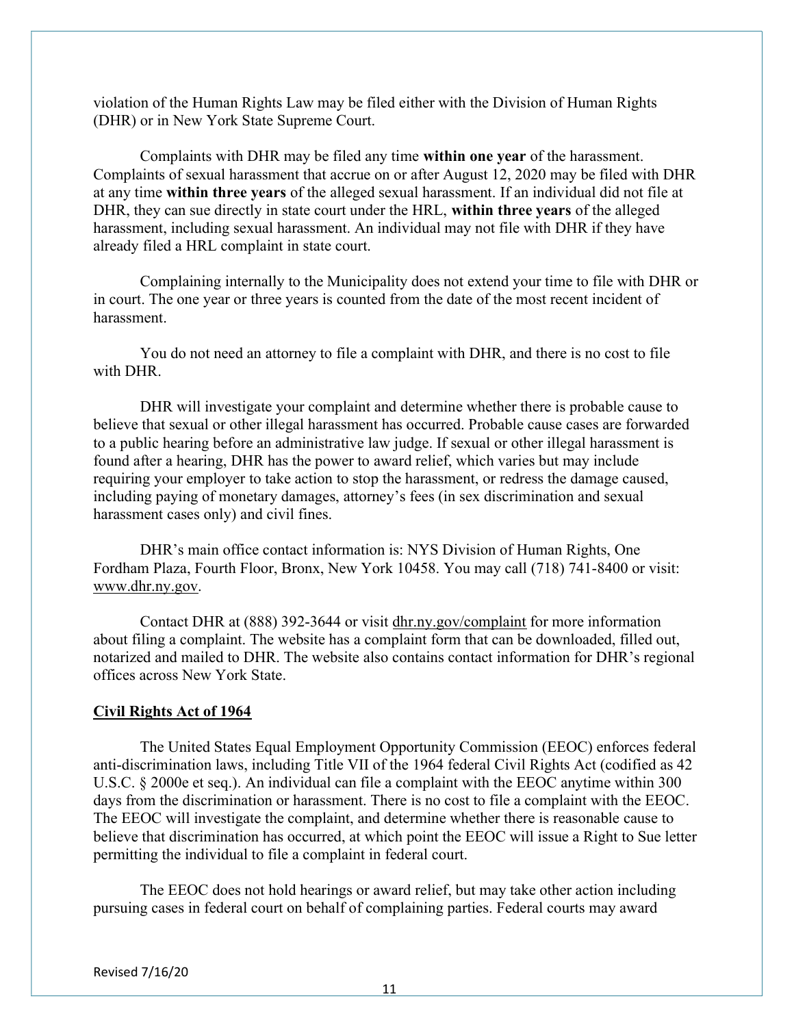violation of the Human Rights Law may be filed either with the Division of Human Rights (DHR) or in New York State Supreme Court.

Complaints with DHR may be filed any time **within one year** of the harassment. Complaints of sexual harassment that accrue on or after August 12, 2020 may be filed with DHR at any time **within three years** of the alleged sexual harassment. If an individual did not file at DHR, they can sue directly in state court under the HRL, **within three years** of the alleged harassment, including sexual harassment. An individual may not file with DHR if they have already filed a HRL complaint in state court.

Complaining internally to the Municipality does not extend your time to file with DHR or in court. The one year or three years is counted from the date of the most recent incident of harassment.

You do not need an attorney to file a complaint with DHR, and there is no cost to file with DHR.

DHR will investigate your complaint and determine whether there is probable cause to believe that sexual or other illegal harassment has occurred. Probable cause cases are forwarded to a public hearing before an administrative law judge. If sexual or other illegal harassment is found after a hearing, DHR has the power to award relief, which varies but may include requiring your employer to take action to stop the harassment, or redress the damage caused, including paying of monetary damages, attorney's fees (in sex discrimination and sexual harassment cases only) and civil fines.

DHR's main office contact information is: NYS Division of Human Rights, One Fordham Plaza, Fourth Floor, Bronx, New York 10458. You may call (718) 741-8400 or visit: www.dhr.ny.gov.

Contact DHR at (888) 392-3644 or visit dhr.ny.gov/complaint for more information about filing a complaint. The website has a complaint form that can be downloaded, filled out, notarized and mailed to DHR. The website also contains contact information for DHR's regional offices across New York State.

## Civil Rights Act of 1964

The United States Equal Employment Opportunity Commission (EEOC) enforces federal anti-discrimination laws, including Title VII of the 1964 federal Civil Rights Act (codified as 42 U.S.C. § 2000e et seq.). An individual can file a complaint with the EEOC anytime within 300 days from the discrimination or harassment. There is no cost to file a complaint with the EEOC. The EEOC will investigate the complaint, and determine whether there is reasonable cause to believe that discrimination has occurred, at which point the EEOC will issue a Right to Sue letter permitting the individual to file a complaint in federal court.

The EEOC does not hold hearings or award relief, but may take other action including pursuing cases in federal court on behalf of complaining parties. Federal courts may award

Revised 7/16/20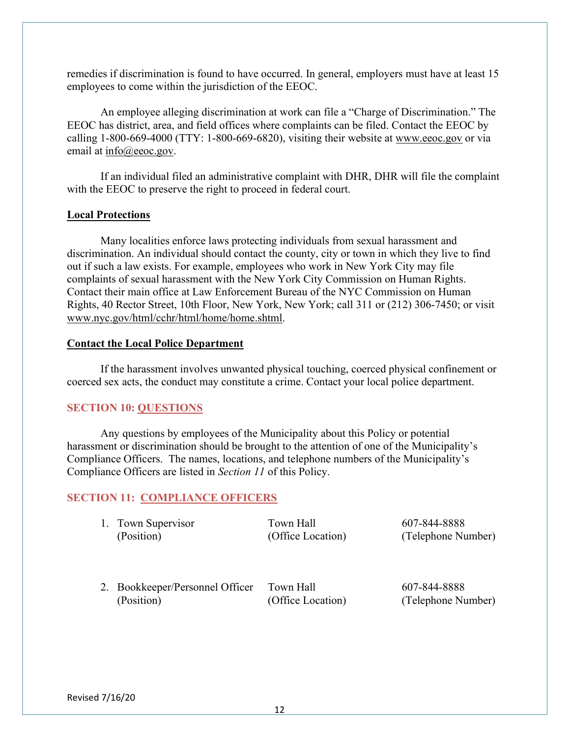remedies if discrimination is found to have occurred. In general, employers must have at least 15 employees to come within the jurisdiction of the EEOC.

An employee alleging discrimination at work can file a "Charge of Discrimination." The EEOC has district, area, and field offices where complaints can be filed. Contact the EEOC by calling 1-800-669-4000 (TTY: 1-800-669-6820), visiting their website at www.eeoc.gov or via email at info@eeoc.gov.

If an individual filed an administrative complaint with DHR, DHR will file the complaint with the EEOC to preserve the right to proceed in federal court.

**Local Protections**

Many localities enforce laws protecting individuals from sexual harassment and discrimination. An individual should contact the county, city or town in which they live to find out if such a law exists. For example, employees who work in New York City may file complaints of sexual harassment with the New York City Commission on Human Rights. Contact their main office at Law Enforcement Bureau of the NYC Commission on Human Rights, 40 Rector Street, 10th Floor, New York, New York; call 311 or (212) 306-7450; or visit www.nyc.gov/html/cchr/html/home/home.shtml.

**Contact the Local Police Department**

If the harassment involves unwanted physical touching, coerced physical confinement or coerced sex acts, the conduct may constitute a crime. Contact your local police department.

## SECTION 10: QUESTIONS

Any questions by employees of the Municipality about this Policy or potential harassment or discrimination should be brought to the attention of one of the Municipality's Compliance Officers. The names, locations, and telephone numbers of the Municipality's Compliance Officers are listed in *Section 11* of this Policy.

## SECTION 11: COMPLIANCE OFFICERS

| | (Position) | (Office Location) | (Telephone Number) |
|---|---|---|---|
| 1. | Town Supervisor | Town Hall | 607-844-8888 |
| 2. | Bookkeeper/Personnel Officer | Town Hall | 607-844-8888 |

Revised 7/16/20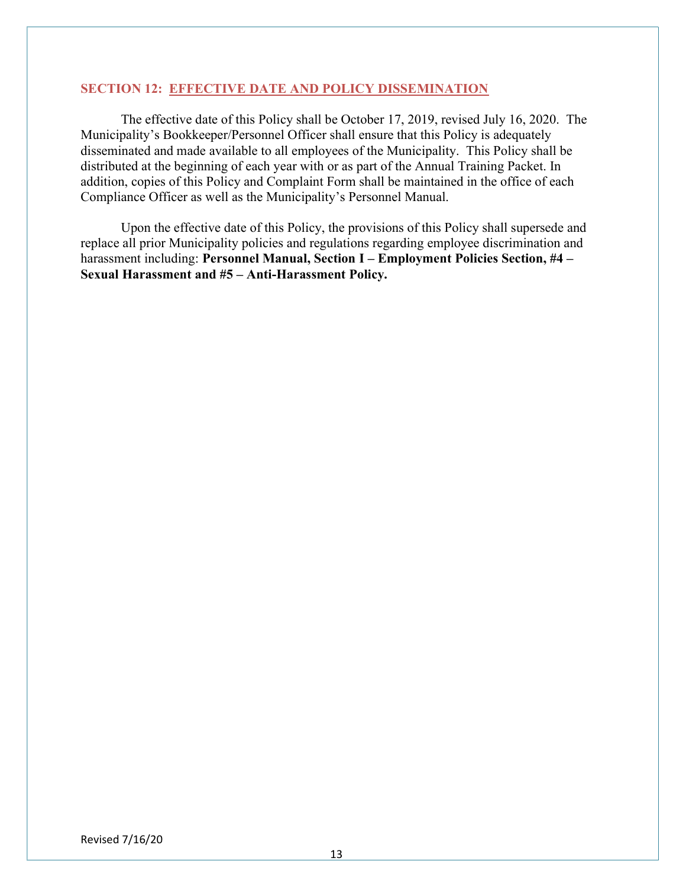## SECTION 12: EFFECTIVE DATE AND POLICY DISSEMINATION

The effective date of this Policy shall be October 17, 2019, revised July 16, 2020. The Municipality's Bookkeeper/Personnel Officer shall ensure that this Policy is adequately disseminated and made available to all employees of the Municipality. This Policy shall be distributed at the beginning of each year with or as part of the Annual Training Packet. In addition, copies of this Policy and Complaint Form shall be maintained in the office of each Compliance Officer as well as the Municipality's Personnel Manual.

Upon the effective date of this Policy, the provisions of this Policy shall supersede and replace all prior Municipality policies and regulations regarding employee discrimination and harassment including: **Personnel Manual, Section I – Employment Policies Section, #4 – Sexual Harassment and #5 – Anti-Harassment Policy.**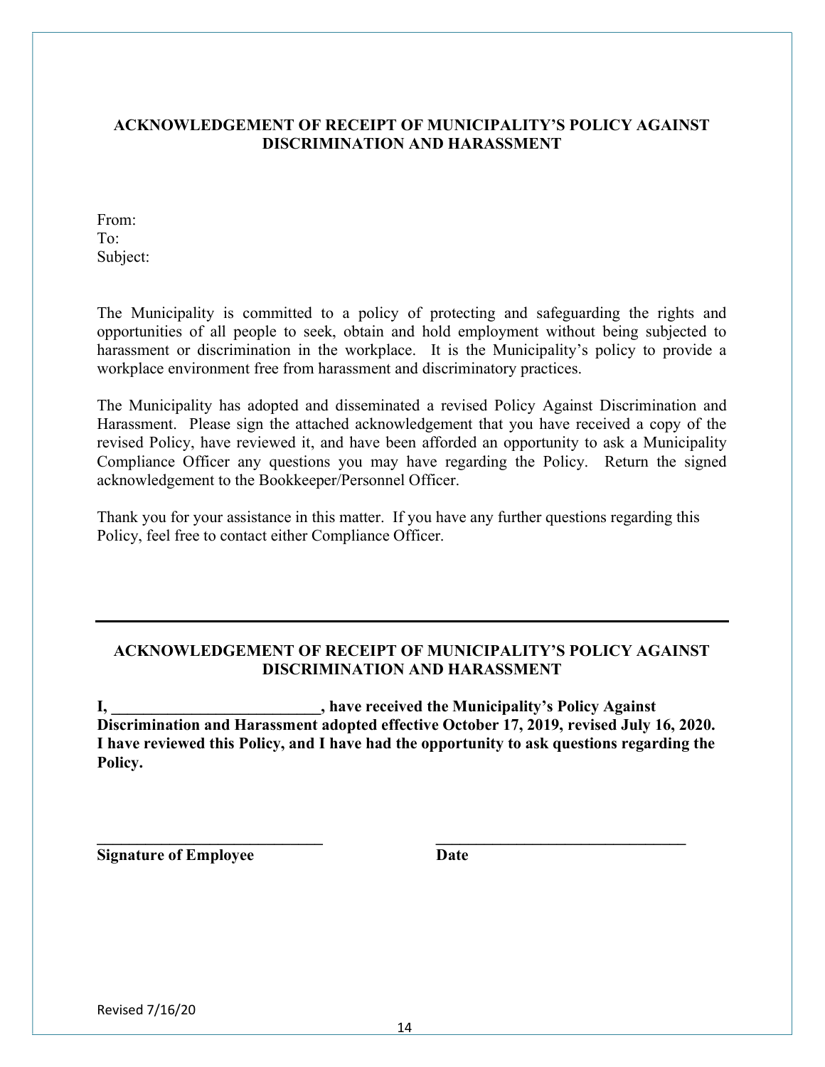## ACKNOWLEDGEMENT OF RECEIPT OF MUNICIPALITY'S POLICY AGAINST DISCRIMINATION AND HARASSMENT

From:
To:
Subject:

The Municipality is committed to a policy of protecting and safeguarding the rights and opportunities of all people to seek, obtain and hold employment without being subjected to harassment or discrimination in the workplace. It is the Municipality's policy to provide a workplace environment free from harassment and discriminatory practices.

The Municipality has adopted and disseminated a revised Policy Against Discrimination and Harassment. Please sign the attached acknowledgement that you have received a copy of the revised Policy, have reviewed it, and have been afforded an opportunity to ask a Municipality Compliance Officer any questions you may have regarding the Policy. Return the signed acknowledgement to the Bookkeeper/Personnel Officer.

Thank you for your assistance in this matter. If you have any further questions regarding this Policy, feel free to contact either Compliance Officer.

---

## ACKNOWLEDGEMENT OF RECEIPT OF MUNICIPALITY'S POLICY AGAINST DISCRIMINATION AND HARASSMENT

**I, __________________________, have received the Municipality's Policy Against Discrimination and Harassment adopted effective October 17, 2019, revised July 16, 2020. I have reviewed this Policy, and I have had the opportunity to ask questions regarding the Policy.**

**_____________________________** **_________________________________**

**Signature of Employee** **Date**

Revised 7/16/20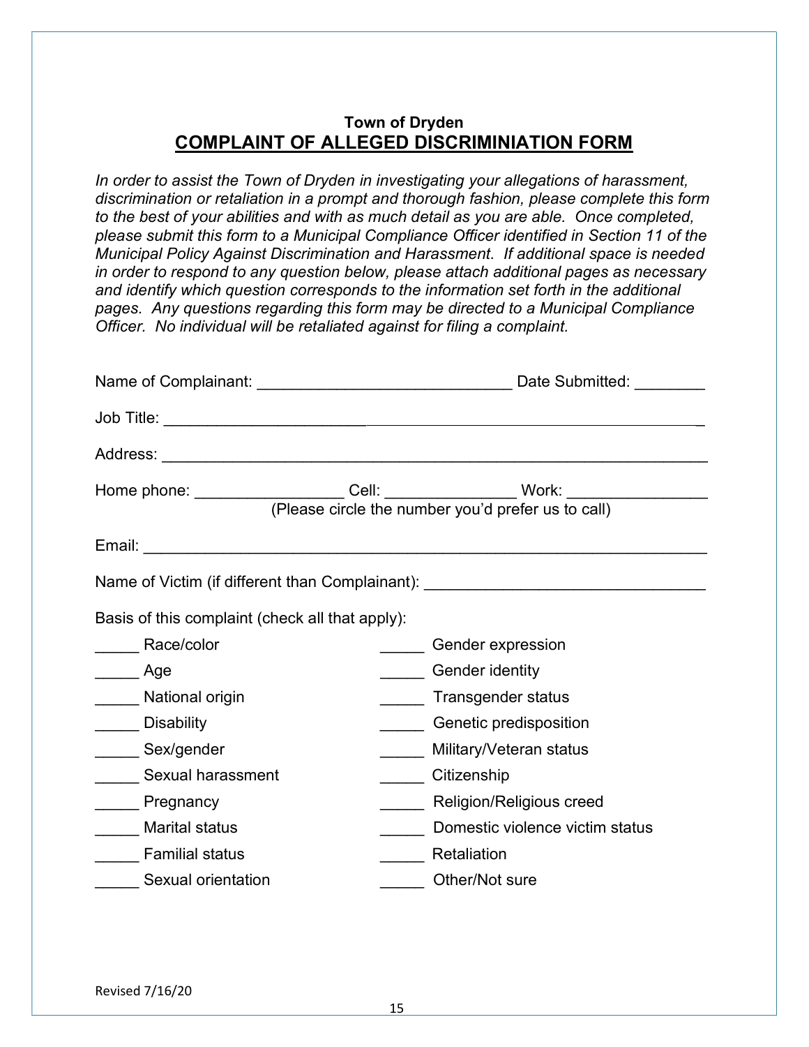**Town of Dryden**

## COMPLAINT OF ALLEGED DISCRIMINIATION FORM

*In order to assist the Town of Dryden in investigating your allegations of harassment, discrimination or retaliation in a prompt and thorough fashion, please complete this form to the best of your abilities and with as much detail as you are able. Once completed, please submit this form to a Municipal Compliance Officer identified in Section 11 of the Municipal Policy Against Discrimination and Harassment. If additional space is needed in order to respond to any question below, please attach additional pages as necessary and identify which question corresponds to the information set forth in the additional pages. Any questions regarding this form may be directed to a Municipal Compliance Officer. No individual will be retaliated against for filing a complaint.*

Name of Complainant: _____________________________ Date Submitted: ________

Job Title: ____________________________________________________________

Address: _____________________________________________________________

Home phone: _________________ Cell: _______________ Work: ________________
(Please circle the number you'd prefer us to call)

Email: _______________________________________________________________

Name of Victim (if different than Complainant): _______________________________

Basis of this complaint (check all that apply):

_____ Race/color
_____ Age
_____ National origin
_____ Disability
_____ Sex/gender
_____ Sexual harassment
_____ Pregnancy
_____ Marital status
_____ Familial status
_____ Sexual orientation
_____ Gender expression
_____ Gender identity
_____ Transgender status
_____ Genetic predisposition
_____ Military/Veteran status
_____ Citizenship
_____ Religion/Religious creed
_____ Domestic violence victim status
_____ Retaliation
_____ Other/Not sure

Revised 7/16/20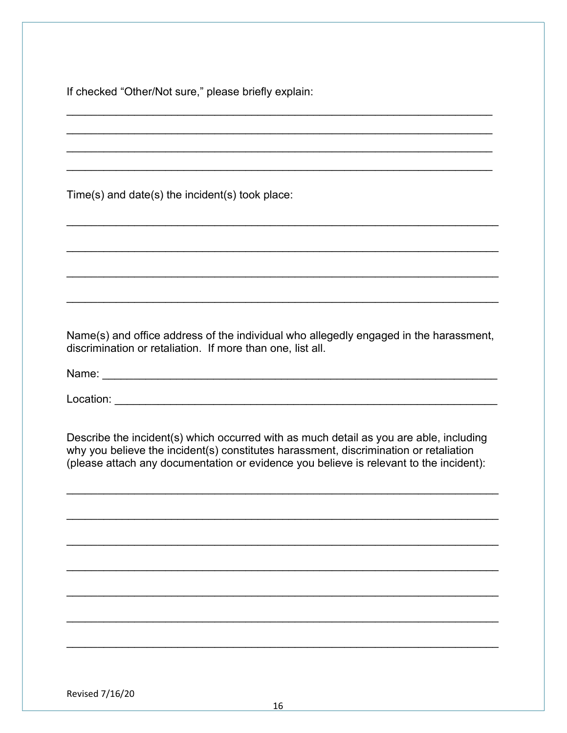If checked "Other/Not sure," please briefly explain:

_______________________________________________________________________

_______________________________________________________________________

_______________________________________________________________________

_______________________________________________________________________

Time(s) and date(s) the incident(s) took place:

_______________________________________________________________________

_______________________________________________________________________

_______________________________________________________________________

_______________________________________________________________________

Name(s) and office address of the individual who allegedly engaged in the harassment, discrimination or retaliation. If more than one, list all.

Name: _________________________________________________________________

Location: ______________________________________________________________

Describe the incident(s) which occurred with as much detail as you are able, including why you believe the incident(s) constitutes harassment, discrimination or retaliation (please attach any documentation or evidence you believe is relevant to the incident):

_______________________________________________________________________

_______________________________________________________________________

_______________________________________________________________________

_______________________________________________________________________

_______________________________________________________________________

_______________________________________________________________________

_______________________________________________________________________

Revised 7/16/20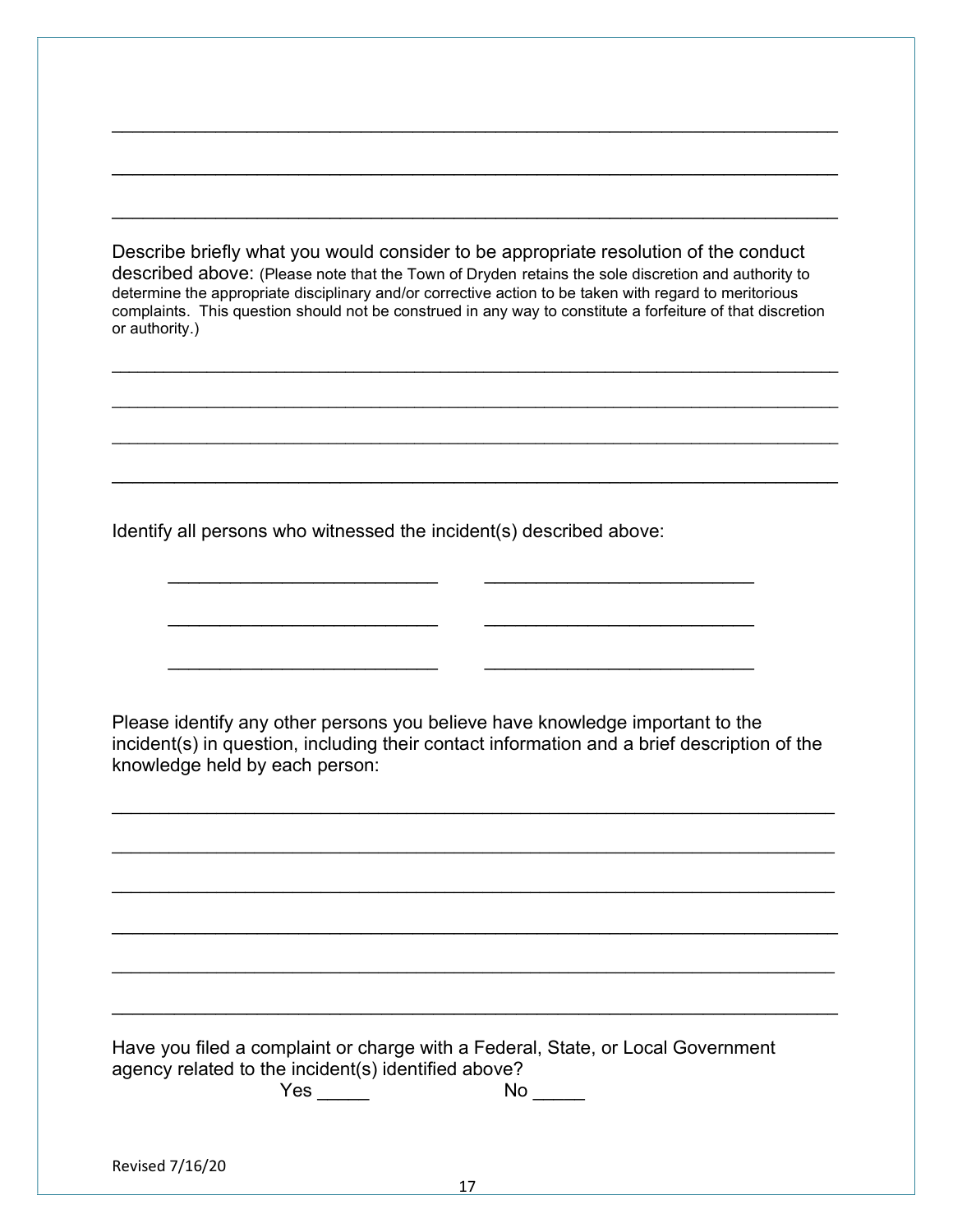\_\_\_\_\_\_\_\_\_\_\_\_\_\_\_\_\_\_\_\_\_\_\_\_\_\_\_\_\_\_\_\_\_\_\_\_\_\_\_\_\_\_\_\_\_\_\_\_\_\_\_\_\_\_\_\_\_\_\_\_\_\_\_\_

\_\_\_\_\_\_\_\_\_\_\_\_\_\_\_\_\_\_\_\_\_\_\_\_\_\_\_\_\_\_\_\_\_\_\_\_\_\_\_\_\_\_\_\_\_\_\_\_\_\_\_\_\_\_\_\_\_\_\_\_\_\_\_\_

\_\_\_\_\_\_\_\_\_\_\_\_\_\_\_\_\_\_\_\_\_\_\_\_\_\_\_\_\_\_\_\_\_\_\_\_\_\_\_\_\_\_\_\_\_\_\_\_\_\_\_\_\_\_\_\_\_\_\_\_\_\_\_\_

Describe briefly what you would consider to be appropriate resolution of the conduct described above: (Please note that the Town of Dryden retains the sole discretion and authority to determine the appropriate disciplinary and/or corrective action to be taken with regard to meritorious complaints. This question should not be construed in any way to constitute a forfeiture of that discretion or authority.)

\_\_\_\_\_\_\_\_\_\_\_\_\_\_\_\_\_\_\_\_\_\_\_\_\_\_\_\_\_\_\_\_\_\_\_\_\_\_\_\_\_\_\_\_\_\_\_\_\_\_\_\_\_\_\_\_\_\_\_\_\_\_\_\_

\_\_\_\_\_\_\_\_\_\_\_\_\_\_\_\_\_\_\_\_\_\_\_\_\_\_\_\_\_\_\_\_\_\_\_\_\_\_\_\_\_\_\_\_\_\_\_\_\_\_\_\_\_\_\_\_\_\_\_\_\_\_\_\_

\_\_\_\_\_\_\_\_\_\_\_\_\_\_\_\_\_\_\_\_\_\_\_\_\_\_\_\_\_\_\_\_\_\_\_\_\_\_\_\_\_\_\_\_\_\_\_\_\_\_\_\_\_\_\_\_\_\_\_\_\_\_\_\_

\_\_\_\_\_\_\_\_\_\_\_\_\_\_\_\_\_\_\_\_\_\_\_\_\_\_\_\_\_\_\_\_\_\_\_\_\_\_\_\_\_\_\_\_\_\_\_\_\_\_\_\_\_\_\_\_\_\_\_\_\_\_\_\_

Identify all persons who witnessed the incident(s) described above:

\_\_\_\_\_\_\_\_\_\_\_\_\_\_\_\_\_\_\_\_\_\_\_\_\_\_ \_\_\_\_\_\_\_\_\_\_\_\_\_\_\_\_\_\_\_\_\_\_\_\_\_\_

\_\_\_\_\_\_\_\_\_\_\_\_\_\_\_\_\_\_\_\_\_\_\_\_\_\_ \_\_\_\_\_\_\_\_\_\_\_\_\_\_\_\_\_\_\_\_\_\_\_\_\_\_

\_\_\_\_\_\_\_\_\_\_\_\_\_\_\_\_\_\_\_\_\_\_\_\_\_\_ \_\_\_\_\_\_\_\_\_\_\_\_\_\_\_\_\_\_\_\_\_\_\_\_\_\_

Please identify any other persons you believe have knowledge important to the incident(s) in question, including their contact information and a brief description of the knowledge held by each person:

\_\_\_\_\_\_\_\_\_\_\_\_\_\_\_\_\_\_\_\_\_\_\_\_\_\_\_\_\_\_\_\_\_\_\_\_\_\_\_\_\_\_\_\_\_\_\_\_\_\_\_\_\_\_\_\_\_\_\_\_\_\_\_\_

\_\_\_\_\_\_\_\_\_\_\_\_\_\_\_\_\_\_\_\_\_\_\_\_\_\_\_\_\_\_\_\_\_\_\_\_\_\_\_\_\_\_\_\_\_\_\_\_\_\_\_\_\_\_\_\_\_\_\_\_\_\_\_\_

\_\_\_\_\_\_\_\_\_\_\_\_\_\_\_\_\_\_\_\_\_\_\_\_\_\_\_\_\_\_\_\_\_\_\_\_\_\_\_\_\_\_\_\_\_\_\_\_\_\_\_\_\_\_\_\_\_\_\_\_\_\_\_\_

\_\_\_\_\_\_\_\_\_\_\_\_\_\_\_\_\_\_\_\_\_\_\_\_\_\_\_\_\_\_\_\_\_\_\_\_\_\_\_\_\_\_\_\_\_\_\_\_\_\_\_\_\_\_\_\_\_\_\_\_\_\_\_\_

\_\_\_\_\_\_\_\_\_\_\_\_\_\_\_\_\_\_\_\_\_\_\_\_\_\_\_\_\_\_\_\_\_\_\_\_\_\_\_\_\_\_\_\_\_\_\_\_\_\_\_\_\_\_\_\_\_\_\_\_\_\_\_\_

\_\_\_\_\_\_\_\_\_\_\_\_\_\_\_\_\_\_\_\_\_\_\_\_\_\_\_\_\_\_\_\_\_\_\_\_\_\_\_\_\_\_\_\_\_\_\_\_\_\_\_\_\_\_\_\_\_\_\_\_\_\_\_\_

Have you filed a complaint or charge with a Federal, State, or Local Government agency related to the incident(s) identified above?

Yes \_\_\_\_\_ No \_\_\_\_\_

Revised 7/16/20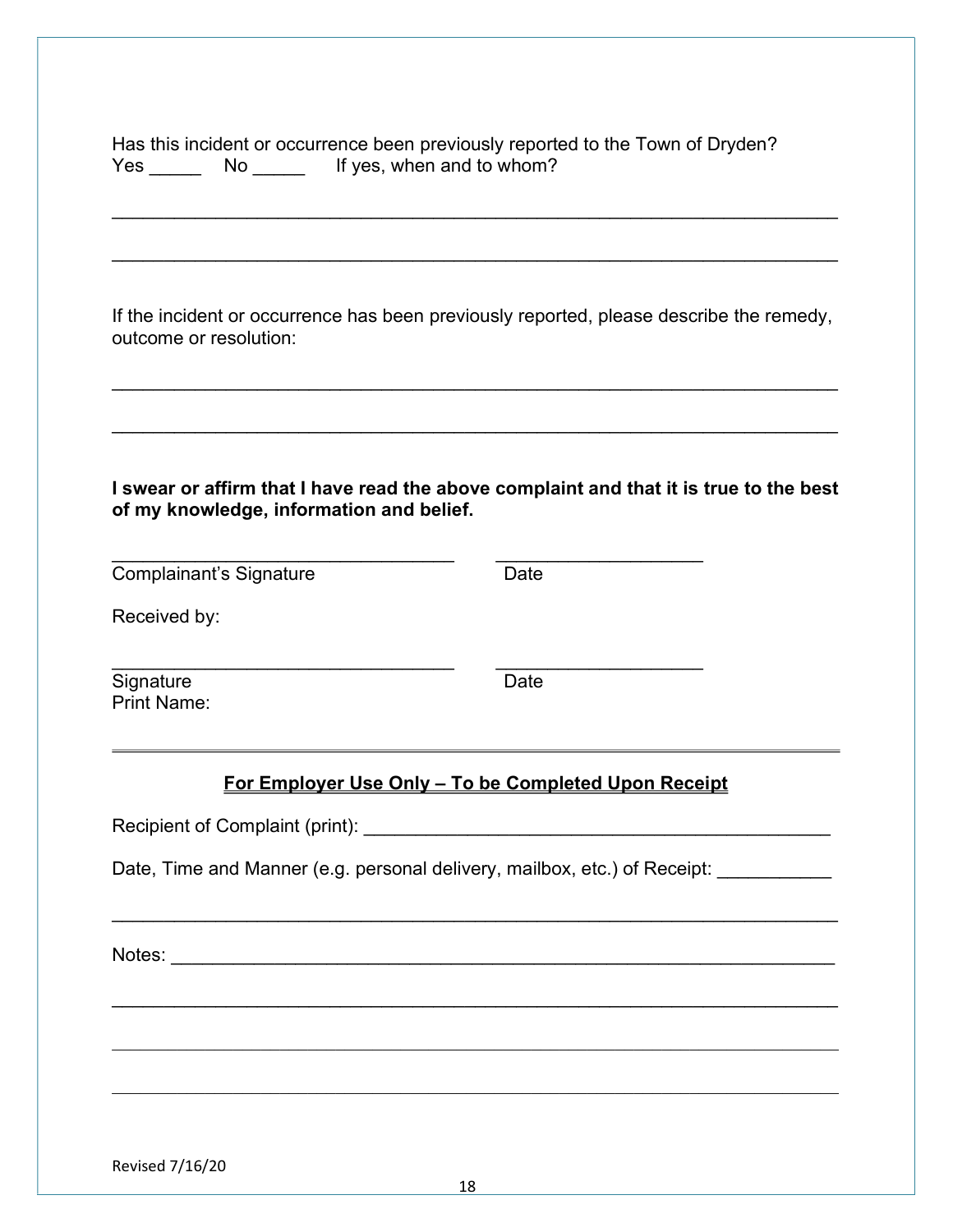Has this incident or occurrence been previously reported to the Town of Dryden?
Yes _____ No _____ If yes, when and to whom?

_____________________________________________________________________

_____________________________________________________________________

If the incident or occurrence has been previously reported, please describe the remedy, outcome or resolution:

_____________________________________________________________________

_____________________________________________________________________

**I swear or affirm that I have read the above complaint and that it is true to the best of my knowledge, information and belief.**

_________________________________ ____________________
Complainant's Signature Date

Received by:

_________________________________ ____________________
Signature Date
Print Name:

---

## For Employer Use Only – To be Completed Upon Receipt

Recipient of Complaint (print): ____________________________________________

Date, Time and Manner (e.g. personal delivery, mailbox, etc.) of Receipt: ___________

_____________________________________________________________________

Notes: _______________________________________________________________

_____________________________________________________________________

_____________________________________________________________________

_____________________________________________________________________

Revised 7/16/20